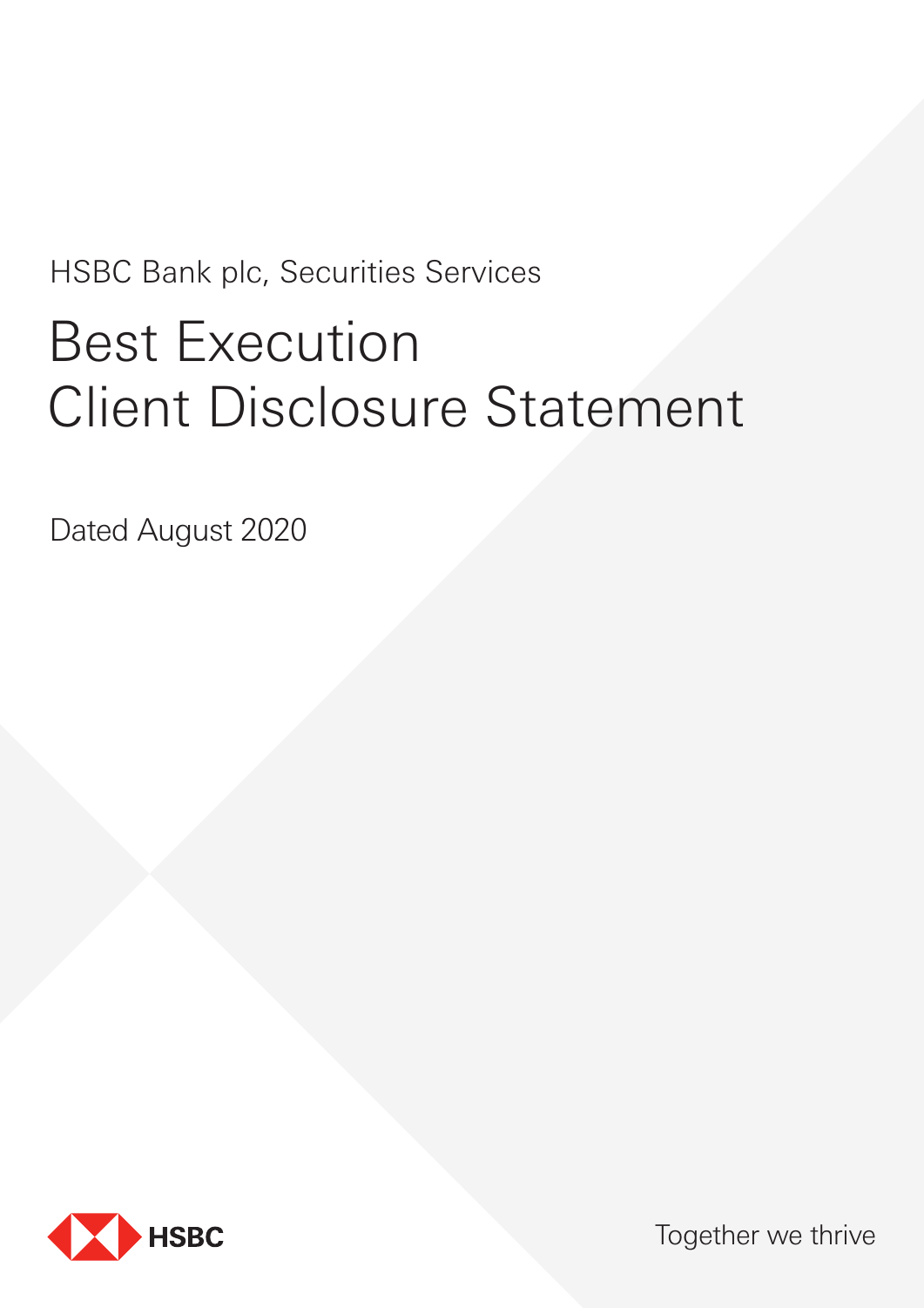HSBC Bank plc, Securities Services

# Best Execution Client Disclosure Statement

Dated August 2020

HSBC

Together we thrive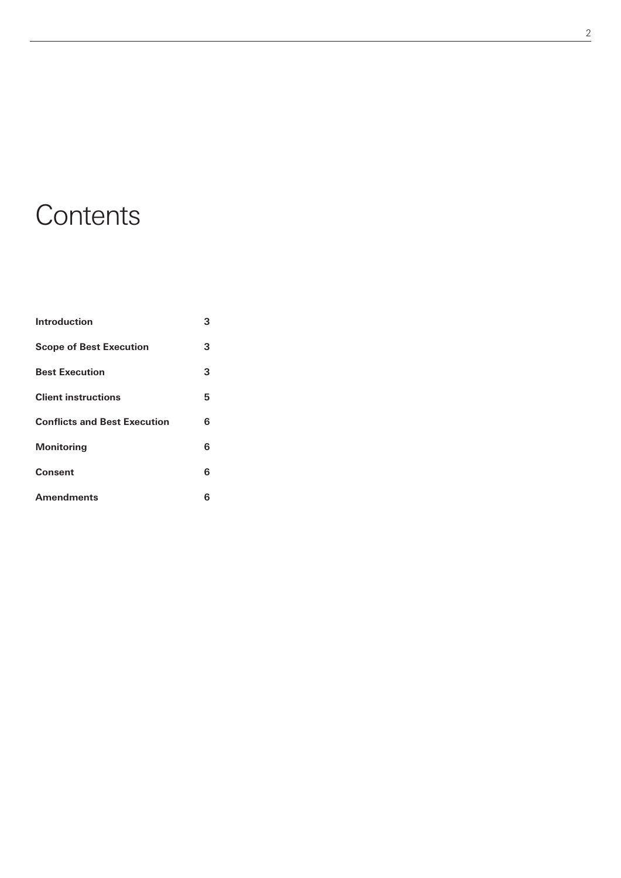# Contents

| | |
|---|---|
| **Introduction** | **3** |
| **Scope of Best Execution** | **3** |
| **Best Execution** | **3** |
| **Client instructions** | **5** |
| **Conflicts and Best Execution** | **6** |
| **Monitoring** | **6** |
| **Consent** | **6** |
| **Amendments** | **6** |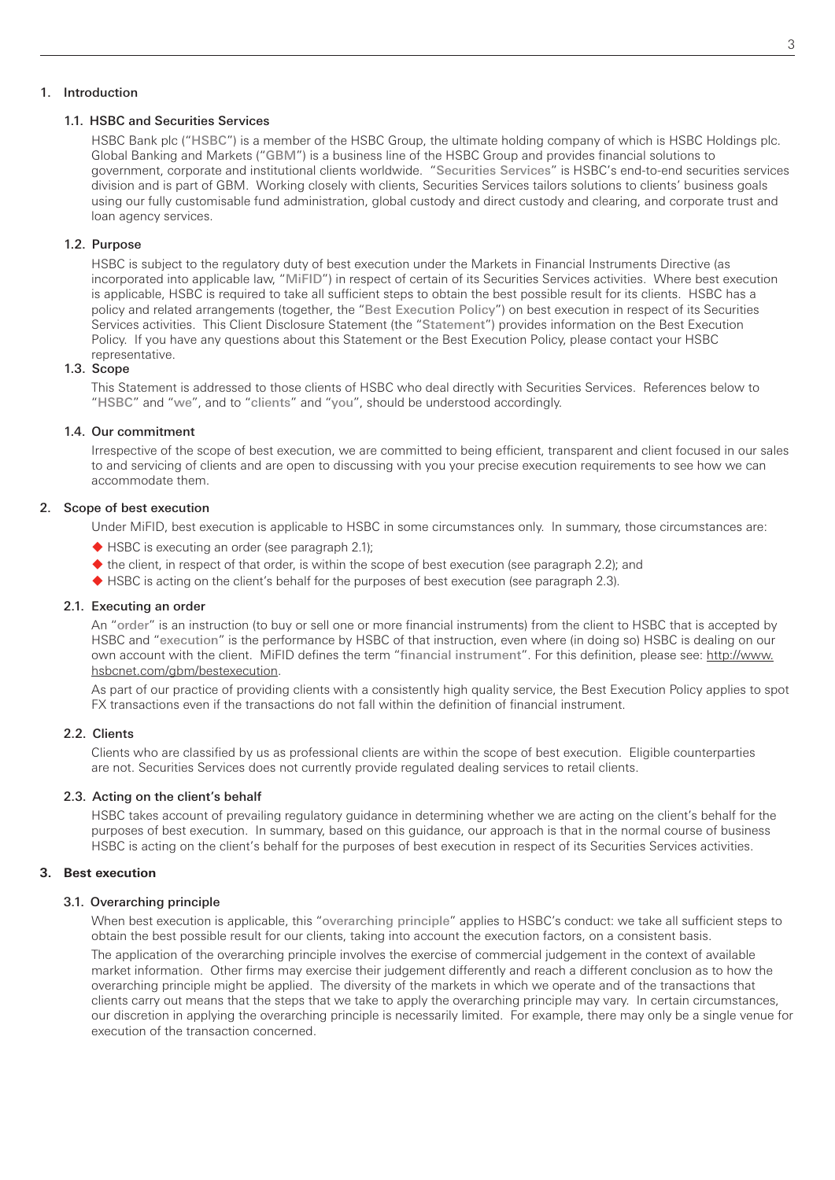## 1. Introduction

### 1.1. HSBC and Securities Services

HSBC Bank plc ("**HSBC**") is a member of the HSBC Group, the ultimate holding company of which is HSBC Holdings plc. Global Banking and Markets ("**GBM**") is a business line of the HSBC Group and provides financial solutions to government, corporate and institutional clients worldwide. "**Securities Services**" is HSBC's end-to-end securities services division and is part of GBM. Working closely with clients, Securities Services tailors solutions to clients' business goals using our fully customisable fund administration, global custody and direct custody and clearing, and corporate trust and loan agency services.

### 1.2. Purpose

HSBC is subject to the regulatory duty of best execution under the Markets in Financial Instruments Directive (as incorporated into applicable law, "**MiFID**") in respect of certain of its Securities Services activities. Where best execution is applicable, HSBC is required to take all sufficient steps to obtain the best possible result for its clients. HSBC has a policy and related arrangements (together, the "**Best Execution Policy**") on best execution in respect of its Securities Services activities. This Client Disclosure Statement (the "**Statement**") provides information on the Best Execution Policy. If you have any questions about this Statement or the Best Execution Policy, please contact your HSBC representative.

### 1.3. Scope

This Statement is addressed to those clients of HSBC who deal directly with Securities Services. References below to "**HSBC**" and "**we**", and to "**clients**" and "**you**", should be understood accordingly.

### 1.4. Our commitment

Irrespective of the scope of best execution, we are committed to being efficient, transparent and client focused in our sales to and servicing of clients and are open to discussing with you your precise execution requirements to see how we can accommodate them.

## 2. Scope of best execution

Under MiFID, best execution is applicable to HSBC in some circumstances only. In summary, those circumstances are:

- HSBC is executing an order (see paragraph 2.1);
- the client, in respect of that order, is within the scope of best execution (see paragraph 2.2); and
- HSBC is acting on the client's behalf for the purposes of best execution (see paragraph 2.3).

### 2.1. Executing an order

An "**order**" is an instruction (to buy or sell one or more financial instruments) from the client to HSBC that is accepted by HSBC and "**execution**" is the performance by HSBC of that instruction, even where (in doing so) HSBC is dealing on our own account with the client. MiFID defines the term "**financial instrument**". For this definition, please see: http://www.hsbcnet.com/gbm/bestexecution.

As part of our practice of providing clients with a consistently high quality service, the Best Execution Policy applies to spot FX transactions even if the transactions do not fall within the definition of financial instrument.

### 2.2. Clients

Clients who are classified by us as professional clients are within the scope of best execution. Eligible counterparties are not. Securities Services does not currently provide regulated dealing services to retail clients.

### 2.3. Acting on the client's behalf

HSBC takes account of prevailing regulatory guidance in determining whether we are acting on the client's behalf for the purposes of best execution. In summary, based on this guidance, our approach is that in the normal course of business HSBC is acting on the client's behalf for the purposes of best execution in respect of its Securities Services activities.

## 3. Best execution

### 3.1. Overarching principle

When best execution is applicable, this "**overarching principle**" applies to HSBC's conduct: we take all sufficient steps to obtain the best possible result for our clients, taking into account the execution factors, on a consistent basis.

The application of the overarching principle involves the exercise of commercial judgement in the context of available market information. Other firms may exercise their judgement differently and reach a different conclusion as to how the overarching principle might be applied. The diversity of the markets in which we operate and of the transactions that clients carry out means that the steps that we take to apply the overarching principle may vary. In certain circumstances, our discretion in applying the overarching principle is necessarily limited. For example, there may only be a single venue for execution of the transaction concerned.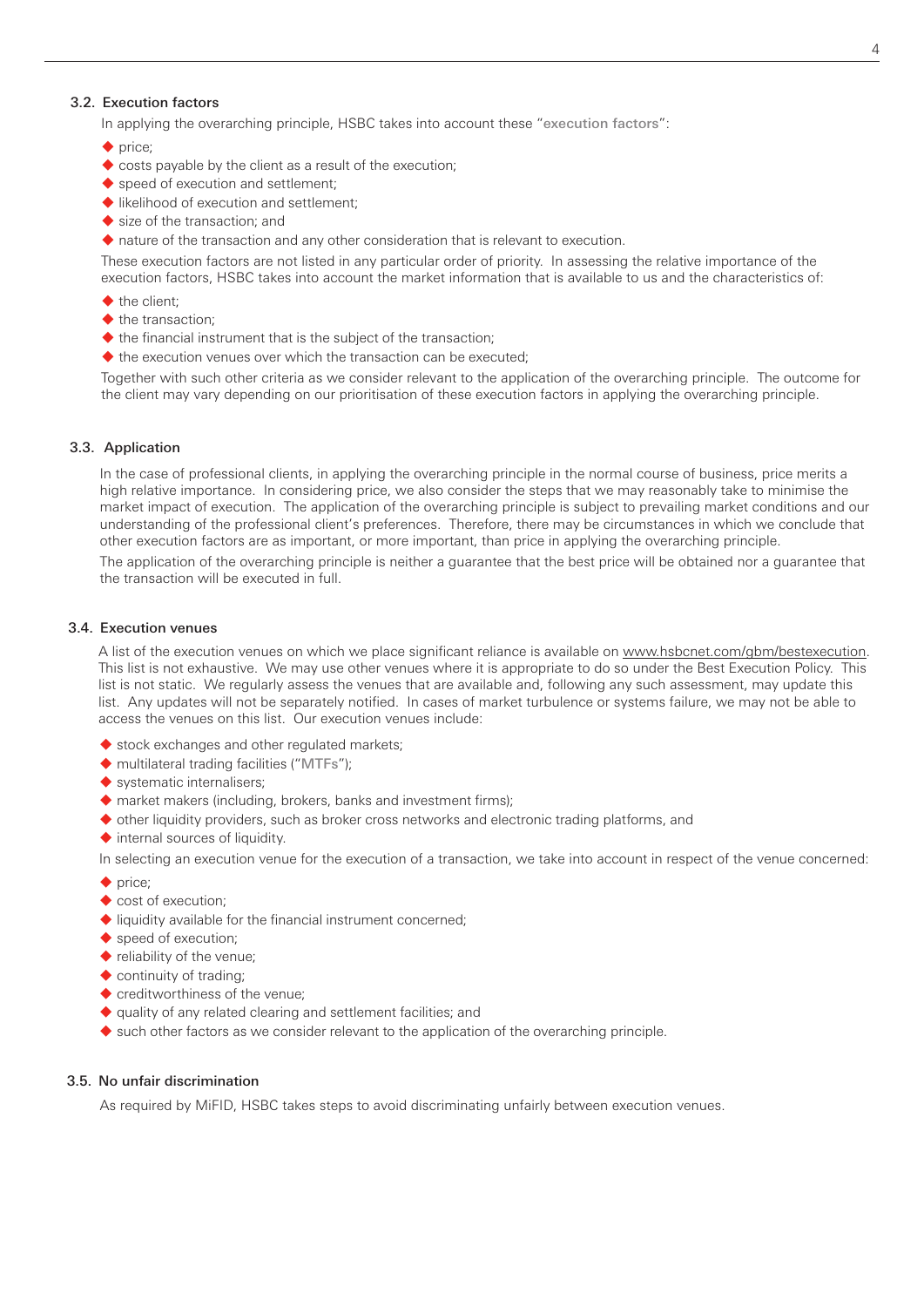### 3.2. Execution factors

In applying the overarching principle, HSBC takes into account these "**execution factors**":

- price;
- costs payable by the client as a result of the execution;
- speed of execution and settlement;
- likelihood of execution and settlement;
- size of the transaction; and
- nature of the transaction and any other consideration that is relevant to execution.

These execution factors are not listed in any particular order of priority. In assessing the relative importance of the execution factors, HSBC takes into account the market information that is available to us and the characteristics of:

- the client;
- the transaction;
- the financial instrument that is the subject of the transaction;
- the execution venues over which the transaction can be executed;

Together with such other criteria as we consider relevant to the application of the overarching principle. The outcome for the client may vary depending on our prioritisation of these execution factors in applying the overarching principle.

### 3.3. Application

In the case of professional clients, in applying the overarching principle in the normal course of business, price merits a high relative importance. In considering price, we also consider the steps that we may reasonably take to minimise the market impact of execution. The application of the overarching principle is subject to prevailing market conditions and our understanding of the professional client's preferences. Therefore, there may be circumstances in which we conclude that other execution factors are as important, or more important, than price in applying the overarching principle.

The application of the overarching principle is neither a guarantee that the best price will be obtained nor a guarantee that the transaction will be executed in full.

### 3.4. Execution venues

A list of the execution venues on which we place significant reliance is available on www.hsbcnet.com/gbm/bestexecution. This list is not exhaustive. We may use other venues where it is appropriate to do so under the Best Execution Policy. This list is not static. We regularly assess the venues that are available and, following any such assessment, may update this list. Any updates will not be separately notified. In cases of market turbulence or systems failure, we may not be able to access the venues on this list. Our execution venues include:

- stock exchanges and other regulated markets;
- multilateral trading facilities ("**MTFs**");
- systematic internalisers;
- market makers (including, brokers, banks and investment firms);
- other liquidity providers, such as broker cross networks and electronic trading platforms, and
- internal sources of liquidity.

In selecting an execution venue for the execution of a transaction, we take into account in respect of the venue concerned:

- price;
- cost of execution;
- liquidity available for the financial instrument concerned;
- speed of execution;
- reliability of the venue;
- continuity of trading;
- creditworthiness of the venue;
- quality of any related clearing and settlement facilities; and
- such other factors as we consider relevant to the application of the overarching principle.

### 3.5. No unfair discrimination

As required by MiFID, HSBC takes steps to avoid discriminating unfairly between execution venues.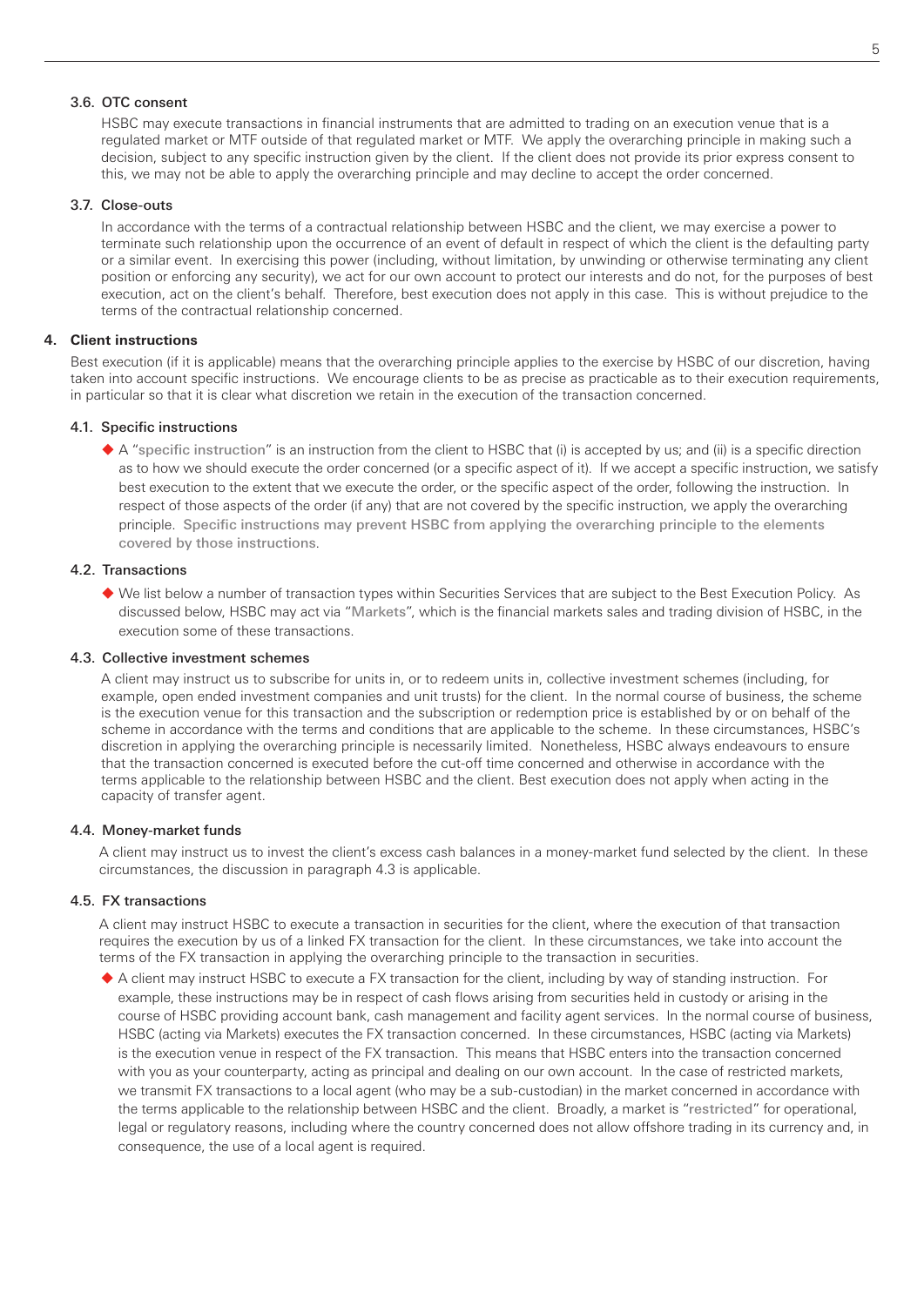### 3.6. OTC consent

HSBC may execute transactions in financial instruments that are admitted to trading on an execution venue that is a regulated market or MTF outside of that regulated market or MTF. We apply the overarching principle in making such a decision, subject to any specific instruction given by the client. If the client does not provide its prior express consent to this, we may not be able to apply the overarching principle and may decline to accept the order concerned.

### 3.7. Close-outs

In accordance with the terms of a contractual relationship between HSBC and the client, we may exercise a power to terminate such relationship upon the occurrence of an event of default in respect of which the client is the defaulting party or a similar event. In exercising this power (including, without limitation, by unwinding or otherwise terminating any client position or enforcing any security), we act for our own account to protect our interests and do not, for the purposes of best execution, act on the client's behalf. Therefore, best execution does not apply in this case. This is without prejudice to the terms of the contractual relationship concerned.

## 4. Client instructions

Best execution (if it is applicable) means that the overarching principle applies to the exercise by HSBC of our discretion, having taken into account specific instructions. We encourage clients to be as precise as practicable as to their execution requirements, in particular so that it is clear what discretion we retain in the execution of the transaction concerned.

### 4.1. Specific instructions

- A "**specific instruction**" is an instruction from the client to HSBC that (i) is accepted by us; and (ii) is a specific direction as to how we should execute the order concerned (or a specific aspect of it). If we accept a specific instruction, we satisfy best execution to the extent that we execute the order, or the specific aspect of the order, following the instruction. In respect of those aspects of the order (if any) that are not covered by the specific instruction, we apply the overarching principle. **Specific instructions may prevent HSBC from applying the overarching principle to the elements covered by those instructions.**

### 4.2. Transactions

- We list below a number of transaction types within Securities Services that are subject to the Best Execution Policy. As discussed below, HSBC may act via "**Markets**", which is the financial markets sales and trading division of HSBC, in the execution some of these transactions.

### 4.3. Collective investment schemes

A client may instruct us to subscribe for units in, or to redeem units in, collective investment schemes (including, for example, open ended investment companies and unit trusts) for the client. In the normal course of business, the scheme is the execution venue for this transaction and the subscription or redemption price is established by or on behalf of the scheme in accordance with the terms and conditions that are applicable to the scheme. In these circumstances, HSBC's discretion in applying the overarching principle is necessarily limited. Nonetheless, HSBC always endeavours to ensure that the transaction concerned is executed before the cut-off time concerned and otherwise in accordance with the terms applicable to the relationship between HSBC and the client. Best execution does not apply when acting in the capacity of transfer agent.

### 4.4. Money-market funds

A client may instruct us to invest the client's excess cash balances in a money-market fund selected by the client. In these circumstances, the discussion in paragraph 4.3 is applicable.

### 4.5. FX transactions

A client may instruct HSBC to execute a transaction in securities for the client, where the execution of that transaction requires the execution by us of a linked FX transaction for the client. In these circumstances, we take into account the terms of the FX transaction in applying the overarching principle to the transaction in securities.

- A client may instruct HSBC to execute a FX transaction for the client, including by way of standing instruction. For example, these instructions may be in respect of cash flows arising from securities held in custody or arising in the course of HSBC providing account bank, cash management and facility agent services. In the normal course of business, HSBC (acting via Markets) executes the FX transaction concerned. In these circumstances, HSBC (acting via Markets) is the execution venue in respect of the FX transaction. This means that HSBC enters into the transaction concerned with you as your counterparty, acting as principal and dealing on our own account. In the case of restricted markets, we transmit FX transactions to a local agent (who may be a sub-custodian) in the market concerned in accordance with the terms applicable to the relationship between HSBC and the client. Broadly, a market is "**restricted**" for operational, legal or regulatory reasons, including where the country concerned does not allow offshore trading in its currency and, in consequence, the use of a local agent is required.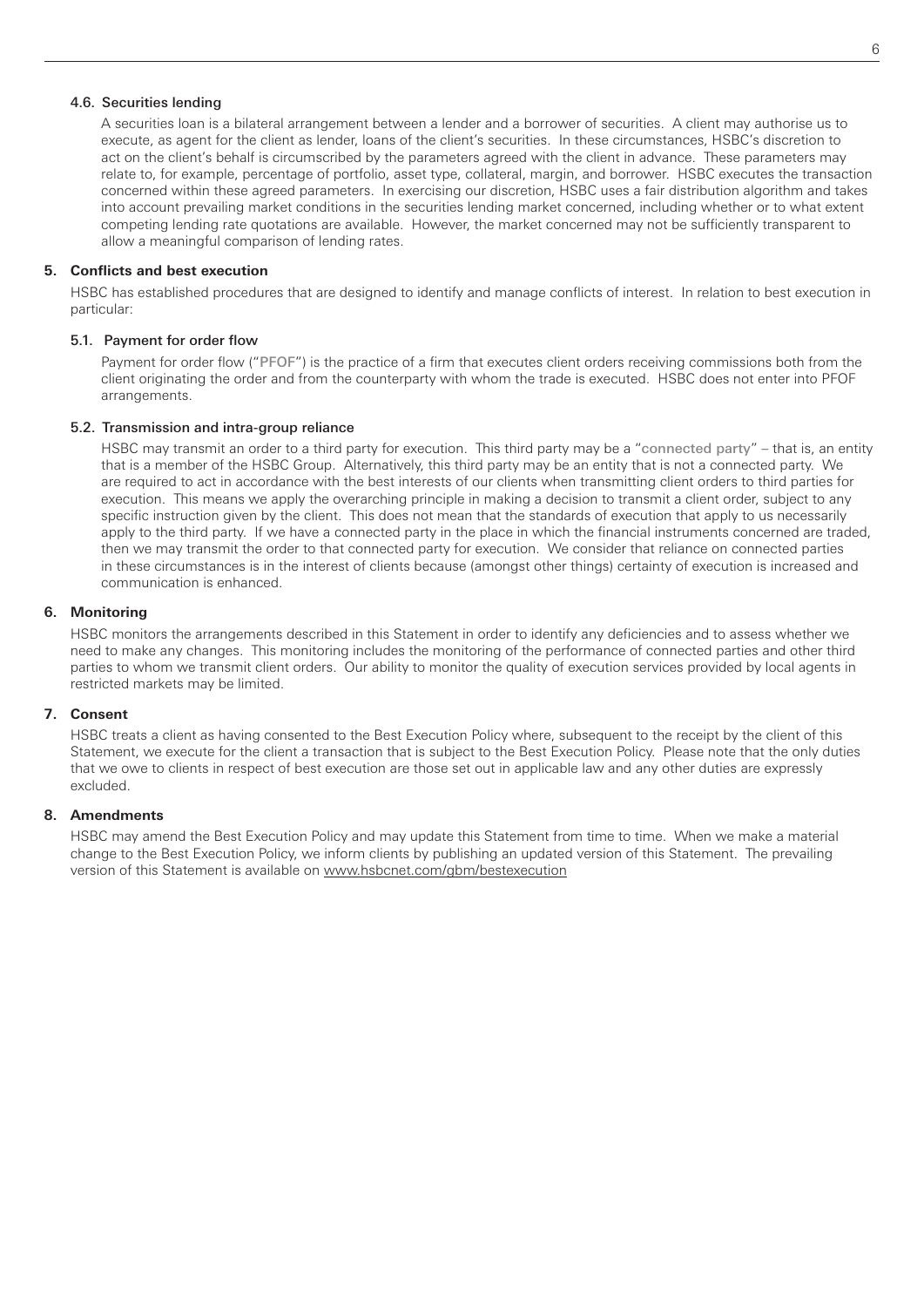### 4.6. Securities lending

A securities loan is a bilateral arrangement between a lender and a borrower of securities. A client may authorise us to execute, as agent for the client as lender, loans of the client's securities. In these circumstances, HSBC's discretion to act on the client's behalf is circumscribed by the parameters agreed with the client in advance. These parameters may relate to, for example, percentage of portfolio, asset type, collateral, margin, and borrower. HSBC executes the transaction concerned within these agreed parameters. In exercising our discretion, HSBC uses a fair distribution algorithm and takes into account prevailing market conditions in the securities lending market concerned, including whether or to what extent competing lending rate quotations are available. However, the market concerned may not be sufficiently transparent to allow a meaningful comparison of lending rates.

## 5. Conflicts and best execution

HSBC has established procedures that are designed to identify and manage conflicts of interest. In relation to best execution in particular:

### 5.1. Payment for order flow

Payment for order flow ("**PFOF**") is the practice of a firm that executes client orders receiving commissions both from the client originating the order and from the counterparty with whom the trade is executed. HSBC does not enter into PFOF arrangements.

### 5.2. Transmission and intra-group reliance

HSBC may transmit an order to a third party for execution. This third party may be a "**connected party**" – that is, an entity that is a member of the HSBC Group. Alternatively, this third party may be an entity that is not a connected party. We are required to act in accordance with the best interests of our clients when transmitting client orders to third parties for execution. This means we apply the overarching principle in making a decision to transmit a client order, subject to any specific instruction given by the client. This does not mean that the standards of execution that apply to us necessarily apply to the third party. If we have a connected party in the place in which the financial instruments concerned are traded, then we may transmit the order to that connected party for execution. We consider that reliance on connected parties in these circumstances is in the interest of clients because (amongst other things) certainty of execution is increased and communication is enhanced.

## 6. Monitoring

HSBC monitors the arrangements described in this Statement in order to identify any deficiencies and to assess whether we need to make any changes. This monitoring includes the monitoring of the performance of connected parties and other third parties to whom we transmit client orders. Our ability to monitor the quality of execution services provided by local agents in restricted markets may be limited.

## 7. Consent

HSBC treats a client as having consented to the Best Execution Policy where, subsequent to the receipt by the client of this Statement, we execute for the client a transaction that is subject to the Best Execution Policy. Please note that the only duties that we owe to clients in respect of best execution are those set out in applicable law and any other duties are expressly excluded.

## 8. Amendments

HSBC may amend the Best Execution Policy and may update this Statement from time to time. When we make a material change to the Best Execution Policy, we inform clients by publishing an updated version of this Statement. The prevailing version of this Statement is available on www.hsbcnet.com/gbm/bestexecution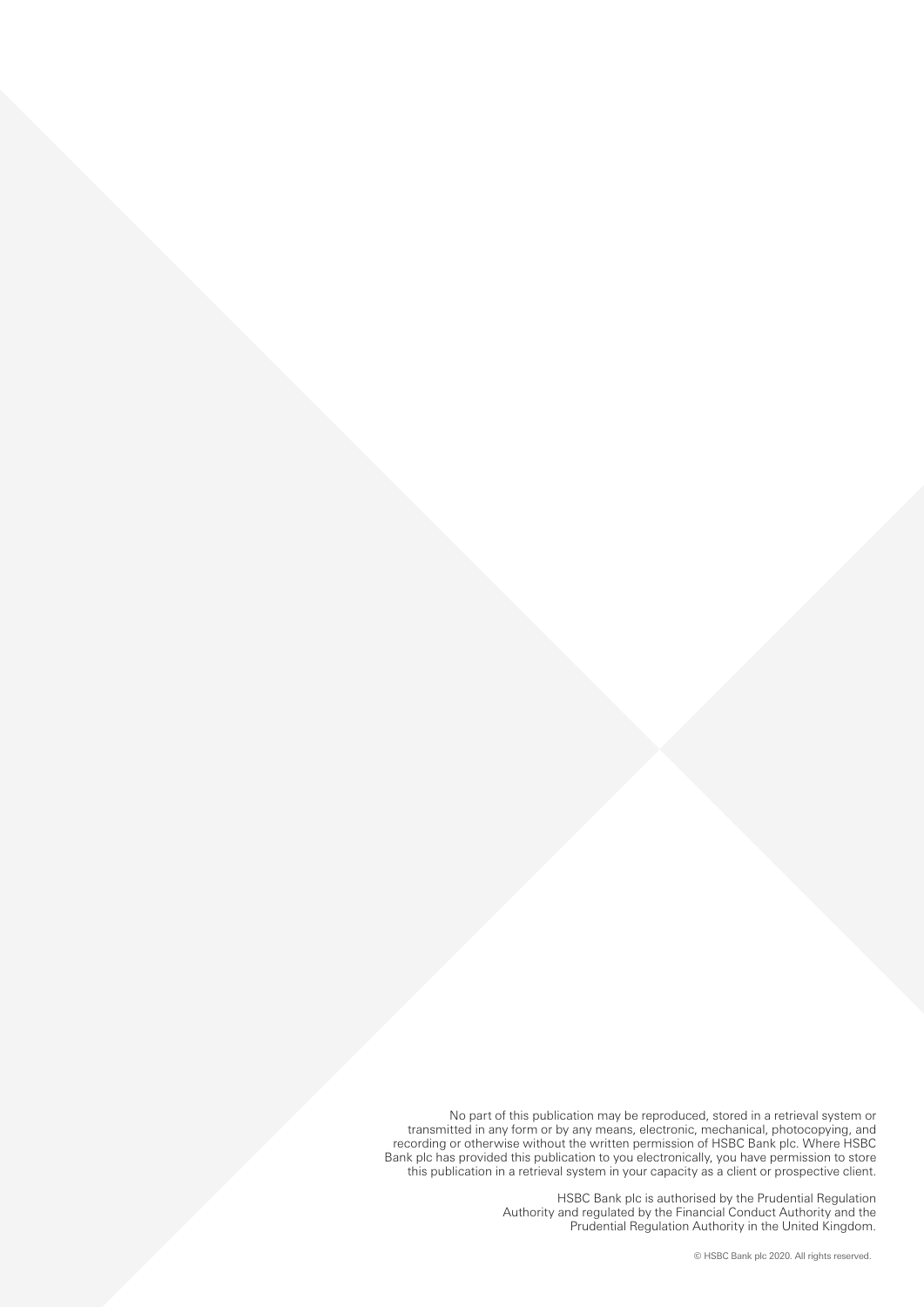No part of this publication may be reproduced, stored in a retrieval system or transmitted in any form or by any means, electronic, mechanical, photocopying, and recording or otherwise without the written permission of HSBC Bank plc. Where HSBC Bank plc has provided this publication to you electronically, you have permission to store this publication in a retrieval system in your capacity as a client or prospective client.

HSBC Bank plc is authorised by the Prudential Regulation Authority and regulated by the Financial Conduct Authority and the Prudential Regulation Authority in the United Kingdom.

© HSBC Bank plc 2020. All rights reserved.